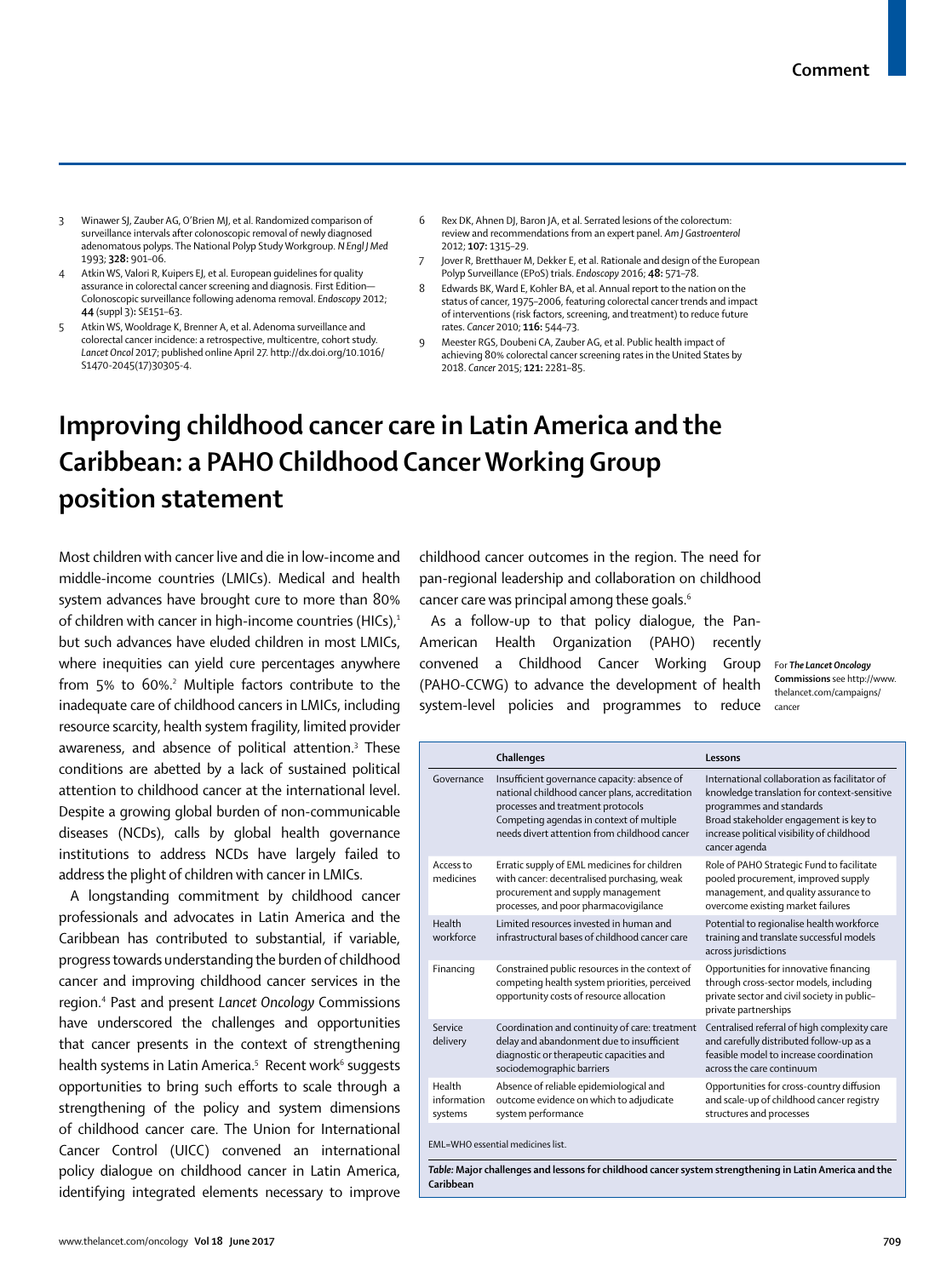3 Winawer SJ, Zauber AG, O'Brien MJ, et al. Randomized comparison of surveillance intervals after colonoscopic removal of newly diagnosed adenomatous polyps. The National Polyp Study Workgroup. *N Engl J Med* 1993; **328:** 901–06.

4 Atkin WS, Valori R, Kuipers EJ, et al. European guidelines for quality assurance in colorectal cancer screening and diagnosis. First Edition—Colonoscopic surveillance following adenoma removal. *Endoscopy* 2012; **44** (suppl 3)**:** SE151–63.

5 Atkin WS, Wooldrage K, Brenner A, et al. Adenoma surveillance and colorectal cancer incidence: a retrospective, multicentre, cohort study. *Lancet Oncol* 2017; published online April 27. http://dx.doi.org/10.1016/S1470-2045(17)30305-4.

6 Rex DK, Ahnen DJ, Baron JA, et al. Serrated lesions of the colorectum: review and recommendations from an expert panel. *Am J Gastroenterol* 2012; **107:** 1315–29.

7 Jover R, Bretthauer M, Dekker E, et al. Rationale and design of the European Polyp Surveillance (EPoS) trials. *Endoscopy* 2016; **48:** 571–78.

8 Edwards BK, Ward E, Kohler BA, et al. Annual report to the nation on the status of cancer, 1975–2006, featuring colorectal cancer trends and impact of interventions (risk factors, screening, and treatment) to reduce future rates. *Cancer* 2010; **116:** 544–73.

9 Meester RGS, Doubeni CA, Zauber AG, et al. Public health impact of achieving 80% colorectal cancer screening rates in the United States by 2018. *Cancer* 2015; **121:** 2281–85.

# Improving childhood cancer care in Latin America and the Caribbean: a PAHO Childhood Cancer Working Group position statement

Most children with cancer live and die in low-income and middle-income countries (LMICs). Medical and health system advances have brought cure to more than 80% of children with cancer in high-income countries (HICs),[1] but such advances have eluded children in most LMICs, where inequities can yield cure percentages anywhere from 5% to 60%.[2] Multiple factors contribute to the inadequate care of childhood cancers in LMICs, including resource scarcity, health system fragility, limited provider awareness, and absence of political attention.[3] These conditions are abetted by a lack of sustained political attention to childhood cancer at the international level. Despite a growing global burden of non-communicable diseases (NCDs), calls by global health governance institutions to address NCDs have largely failed to address the plight of children with cancer in LMICs.

A longstanding commitment by childhood cancer professionals and advocates in Latin America and the Caribbean has contributed to substantial, if variable, progress towards understanding the burden of childhood cancer and improving childhood cancer services in the region.[4] Past and present *Lancet Oncology* Commissions have underscored the challenges and opportunities that cancer presents in the context of strengthening health systems in Latin America.[5] Recent work[6] suggests opportunities to bring such efforts to scale through a strengthening of the policy and system dimensions of childhood cancer care. The Union for International Cancer Control (UICC) convened an international policy dialogue on childhood cancer in Latin America, identifying integrated elements necessary to improve childhood cancer outcomes in the region. The need for pan-regional leadership and collaboration on childhood cancer care was principal among these goals.[6]

As a follow-up to that policy dialogue, the Pan-American Health Organization (PAHO) recently convened a Childhood Cancer Working Group (PAHO-CCWG) to advance the development of health system-level policies and programmes to reduce

For ***The Lancet Oncology* Commissions** see http://www.thelancet.com/campaigns/cancer

| | Challenges | Lessons |
|---|---|---|
| Governance | Insufficient governance capacity: absence of national childhood cancer plans, accreditation processes and treatment protocols<br>Competing agendas in context of multiple needs divert attention from childhood cancer | International collaboration as facilitator of knowledge translation for context-sensitive programmes and standards<br>Broad stakeholder engagement is key to increase political visibility of childhood cancer agenda |
| Access to medicines | Erratic supply of EML medicines for children with cancer: decentralised purchasing, weak procurement and supply management processes, and poor pharmacovigilance | Role of PAHO Strategic Fund to facilitate pooled procurement, improved supply management, and quality assurance to overcome existing market failures |
| Health workforce | Limited resources invested in human and infrastructural bases of childhood cancer care | Potential to regionalise health workforce training and translate successful models across jurisdictions |
| Financing | Constrained public resources in the context of competing health system priorities, perceived opportunity costs of resource allocation | Opportunities for innovative financing through cross-sector models, including private sector and civil society in public–private partnerships |
| Service delivery | Coordination and continuity of care: treatment delay and abandonment due to insufficient diagnostic or therapeutic capacities and sociodemographic barriers | Centralised referral of high complexity care and carefully distributed follow-up as a feasible model to increase coordination across the care continuum |
| Health information systems | Absence of reliable epidemiological and outcome evidence on which to adjudicate system performance | Opportunities for cross-country diffusion and scale-up of childhood cancer registry structures and processes |

EML=WHO essential medicines list.

***Table:* Major challenges and lessons for childhood cancer system strengthening in Latin America and the Caribbean**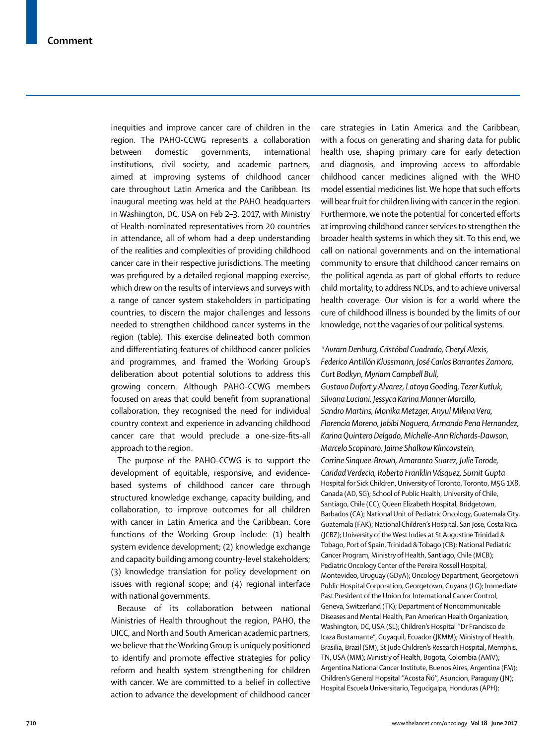inequities and improve cancer care of children in the region. The PAHO-CCWG represents a collaboration between domestic governments, international institutions, civil society, and academic partners, aimed at improving systems of childhood cancer care throughout Latin America and the Caribbean. Its inaugural meeting was held at the PAHO headquarters in Washington, DC, USA on Feb 2–3, 2017, with Ministry of Health-nominated representatives from 20 countries in attendance, all of whom had a deep understanding of the realities and complexities of providing childhood cancer care in their respective jurisdictions. The meeting was prefigured by a detailed regional mapping exercise, which drew on the results of interviews and surveys with a range of cancer system stakeholders in participating countries, to discern the major challenges and lessons needed to strengthen childhood cancer systems in the region (table). This exercise delineated both common and differentiating features of childhood cancer policies and programmes, and framed the Working Group's deliberation about potential solutions to address this growing concern. Although PAHO-CCWG members focused on areas that could benefit from supranational collaboration, they recognised the need for individual country context and experience in advancing childhood cancer care that would preclude a one-size-fits-all approach to the region.

The purpose of the PAHO-CCWG is to support the development of equitable, responsive, and evidence-based systems of childhood cancer care through structured knowledge exchange, capacity building, and collaboration, to improve outcomes for all children with cancer in Latin America and the Caribbean. Core functions of the Working Group include: (1) health system evidence development; (2) knowledge exchange and capacity building among country-level stakeholders; (3) knowledge translation for policy development on issues with regional scope; and (4) regional interface with national governments.

Because of its collaboration between national Ministries of Health throughout the region, PAHO, the UICC, and North and South American academic partners, we believe that the Working Group is uniquely positioned to identify and promote effective strategies for policy reform and health system strengthening for children with cancer. We are committed to a belief in collective action to advance the development of childhood cancer care strategies in Latin America and the Caribbean, with a focus on generating and sharing data for public health use, shaping primary care for early detection and diagnosis, and improving access to affordable childhood cancer medicines aligned with the WHO model essential medicines list. We hope that such efforts will bear fruit for children living with cancer in the region. Furthermore, we note the potential for concerted efforts at improving childhood cancer services to strengthen the broader health systems in which they sit. To this end, we call on national governments and on the international community to ensure that childhood cancer remains on the political agenda as part of global efforts to reduce child mortality, to address NCDs, and to achieve universal health coverage. Our vision is for a world where the cure of childhood illness is bounded by the limits of our knowledge, not the vagaries of our political systems.

*\*Avram Denburg, Cristóbal Cuadrado, Cheryl Alexis, Federico Antillón Klussmann, José Carlos Barrantes Zamora, Curt Bodkyn, Myriam Campbell Bull, Gustavo Dufort y Alvarez, Latoya Gooding, Tezer Kutluk, Silvana Luciani, Jessyca Karina Manner Marcillo, Sandro Martins, Monika Metzger, Anyul Milena Vera, Florencia Moreno, Jabibi Noguera, Armando Pena Hernandez, Karina Quintero Delgado, Michelle-Ann Richards-Dawson, Marcelo Scopinaro, Jaime Shalkow Klincovstein, Corrine Sinquee-Brown, Amaranto Suarez, Julie Torode, Caridad Verdecia, Roberto Franklin Vásquez, Sumit Gupta*

Hospital for Sick Children, University of Toronto, Toronto, M5G 1X8, Canada (AD, SG); School of Public Health, University of Chile, Santiago, Chile (CC); Queen Elizabeth Hospital, Bridgetown, Barbados (CA); National Unit of Pediatric Oncology, Guatemala City, Guatemala (FAK); National Children's Hospital, San Jose, Costa Rica (JCBZ); University of the West Indies at St Augustine Trinidad & Tobago, Port of Spain, Trinidad & Tobago (CB); National Pediatric Cancer Program, Ministry of Health, Santiago, Chile (MCB); Pediatric Oncology Center of the Pereira Rossell Hospital, Montevideo, Uruguay (GDyA); Oncology Department, Georgetown Public Hospital Corporation, Georgetown, Guyana (LG); Immediate Past President of the Union for International Cancer Control, Geneva, Switzerland (TK); Department of Noncommunicable Diseases and Mental Health, Pan American Health Organization, Washington, DC, USA (SL); Children's Hospital ''Dr Francisco de Icaza Bustamante", Guyaquil, Ecuador (JKMM); Ministry of Health, Brasilia, Brazil (SM); St Jude Children's Research Hospital, Memphis, TN, USA (MM); Ministry of Health, Bogota, Colombia (AMV); Argentina National Cancer Institute, Buenos Aires, Argentina (FM); Children's General Hopsital ''Acosta Ñú", Asuncion, Paraguay (JN); Hospital Escuela Universitario, Tegucigalpa, Honduras (APH);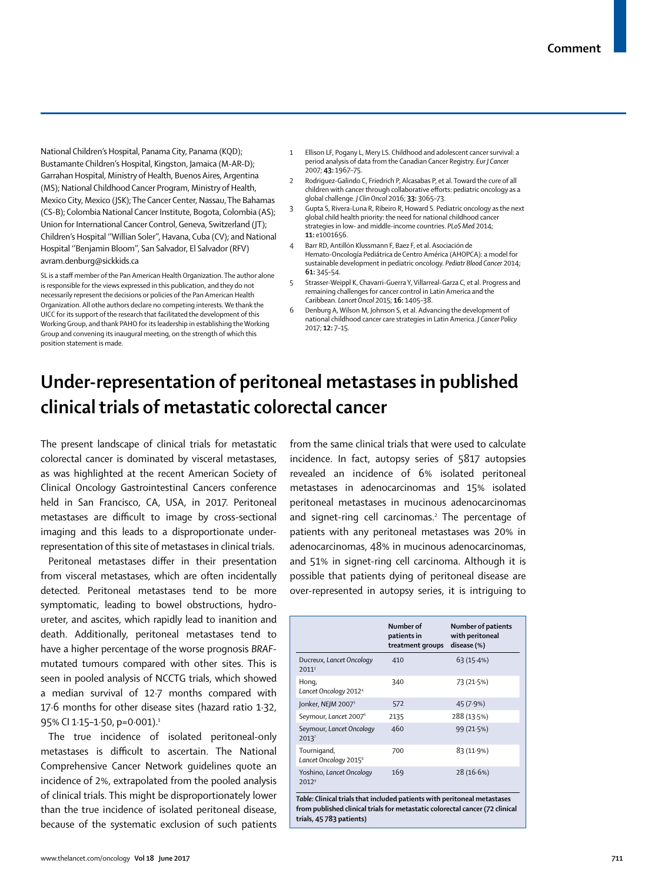National Children's Hospital, Panama City, Panama (KQD); Bustamante Children's Hospital, Kingston, Jamaica (M-AR-D); Garrahan Hospital, Ministry of Health, Buenos Aires, Argentina (MS); National Childhood Cancer Program, Ministry of Health, Mexico City, Mexico (JSK); The Cancer Center, Nassau, The Bahamas (CS-B); Colombia National Cancer Institute, Bogota, Colombia (AS); Union for International Cancer Control, Geneva, Switzerland (JT); Children's Hospital "Willian Soler", Havana, Cuba (CV); and National Hospital "Benjamin Bloom", San Salvador, El Salvador (RFV)
avram.denburg@sickkids.ca

SL is a staff member of the Pan American Health Organization. The author alone is responsible for the views expressed in this publication, and they do not necessarily represent the decisions or policies of the Pan American Health Organization. All othe authors declare no competing interests. We thank the UICC for its support of the research that facilitated the development of this Working Group, and thank PAHO for its leadership in establishing the Working Group and convening its inaugural meeting, on the strength of which this position statement is made.

1. Ellison LF, Pogany L, Mery LS. Childhood and adolescent cancer survival: a period analysis of data from the Canadian Cancer Registry. *Eur J Cancer* 2007; **43:** 1967–75.
2. Rodriguez-Galindo C, Friedrich P, Alcasabas P, et al. Toward the cure of all children with cancer through collaborative efforts: pediatric oncology as a global challenge. *J Clin Oncol* 2016; **33:** 3065–73.
3. Gupta S, Rivera-Luna R, Ribeiro R, Howard S. Pediatric oncology as the next global child health priority: the need for national childhood cancer strategies in low- and middle-income countries. *PLoS Med* 2014; **11:** e1001656.
4. Barr RD, Antillón Klussmann F, Baez F, et al. Asociación de Hemato-Oncología Pediátrica de Centro América (AHOPCA): a model for sustainable development in pediatric oncology. *Pediatr Blood Cancer* 2014; **61:** 345–54.
5. Strasser-Weippl K, Chavarri-Guerra Y, Villarreal-Garza C, et al. Progress and remaining challenges for cancer control in Latin America and the Caribbean. *Lancet Oncol* 2015; **16:** 1405–38.
6. Denburg A, Wilson M, Johnson S, et al. Advancing the development of national childhood cancer care strategies in Latin America. *J Cancer Policy* 2017; **12:** 7–15.

# Under-representation of peritoneal metastases in published clinical trials of metastatic colorectal cancer

The present landscape of clinical trials for metastatic colorectal cancer is dominated by visceral metastases, as was highlighted at the recent American Society of Clinical Oncology Gastrointestinal Cancers conference held in San Francisco, CA, USA, in 2017. Peritoneal metastases are difficult to image by cross-sectional imaging and this leads to a disproportionate under-representation of this site of metastases in clinical trials.

Peritoneal metastases differ in their presentation from visceral metastases, which are often incidentally detected. Peritoneal metastases tend to be more symptomatic, leading to bowel obstructions, hydroureter, and ascites, which rapidly lead to inanition and death. Additionally, peritoneal metastases tend to have a higher percentage of the worse prognosis *BRAF*-mutated tumours compared with other sites. This is seen in pooled analysis of NCCTG trials, which showed a median survival of 12·7 months compared with 17·6 months for other disease sites (hazard ratio 1·32, 95% CI 1·15–1·50, p=0·001).[1]

The true incidence of isolated peritoneal-only metastases is difficult to ascertain. The National Comprehensive Cancer Network guidelines quote an incidence of 2%, extrapolated from the pooled analysis of clinical trials. This might be disproportionately lower than the true incidence of isolated peritoneal disease, because of the systematic exclusion of such patients from the same clinical trials that were used to calculate incidence. In fact, autopsy series of 5817 autopsies revealed an incidence of 6% isolated peritoneal metastases in adenocarcinomas and 15% isolated peritoneal metastases in mucinous adenocarcinomas and signet-ring cell carcinomas.[2] The percentage of patients with any peritoneal metastases was 20% in adenocarcinomas, 48% in mucinous adenocarcinomas, and 51% in signet-ring cell carcinoma. Although it is possible that patients dying of peritoneal disease are over-represented in autopsy series, it is intriguing to

| | Number of patients in treatment groups | Number of patients with peritoneal disease (%) |
|---|---|---|
| Ducreux, *Lancet Oncology* 2011[3] | 410 | 63 (15·4%) |
| Hong, *Lancet Oncology* 2012[4] | 340 | 73 (21·5%) |
| Jonker, *NEJM* 2007[5] | 572 | 45 (7·9%) |
| Seymour, *Lancet* 2007[6] | 2135 | 288 (13·5%) |
| Seymour, *Lancet Oncology* 2013[7] | 460 | 99 (21·5%) |
| Tournigand, *Lancet Oncology* 2015[8] | 700 | 83 (11·9%) |
| Yoshino, *Lancet Oncology* 2012[9] | 169 | 28 (16·6%) |

*Table:* **Clinical trials that included patients with peritoneal metastases from published clinical trials for metastatic colorectal cancer (72 clinical trials, 45 783 patients)**